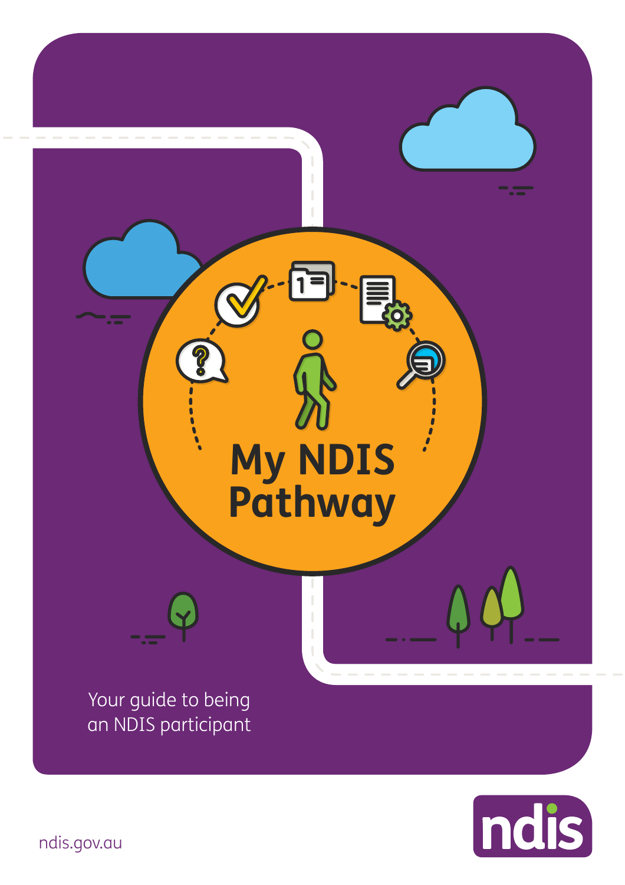# My NDIS Pathway

Your guide to being an NDIS participant

ndis.gov.au

ndis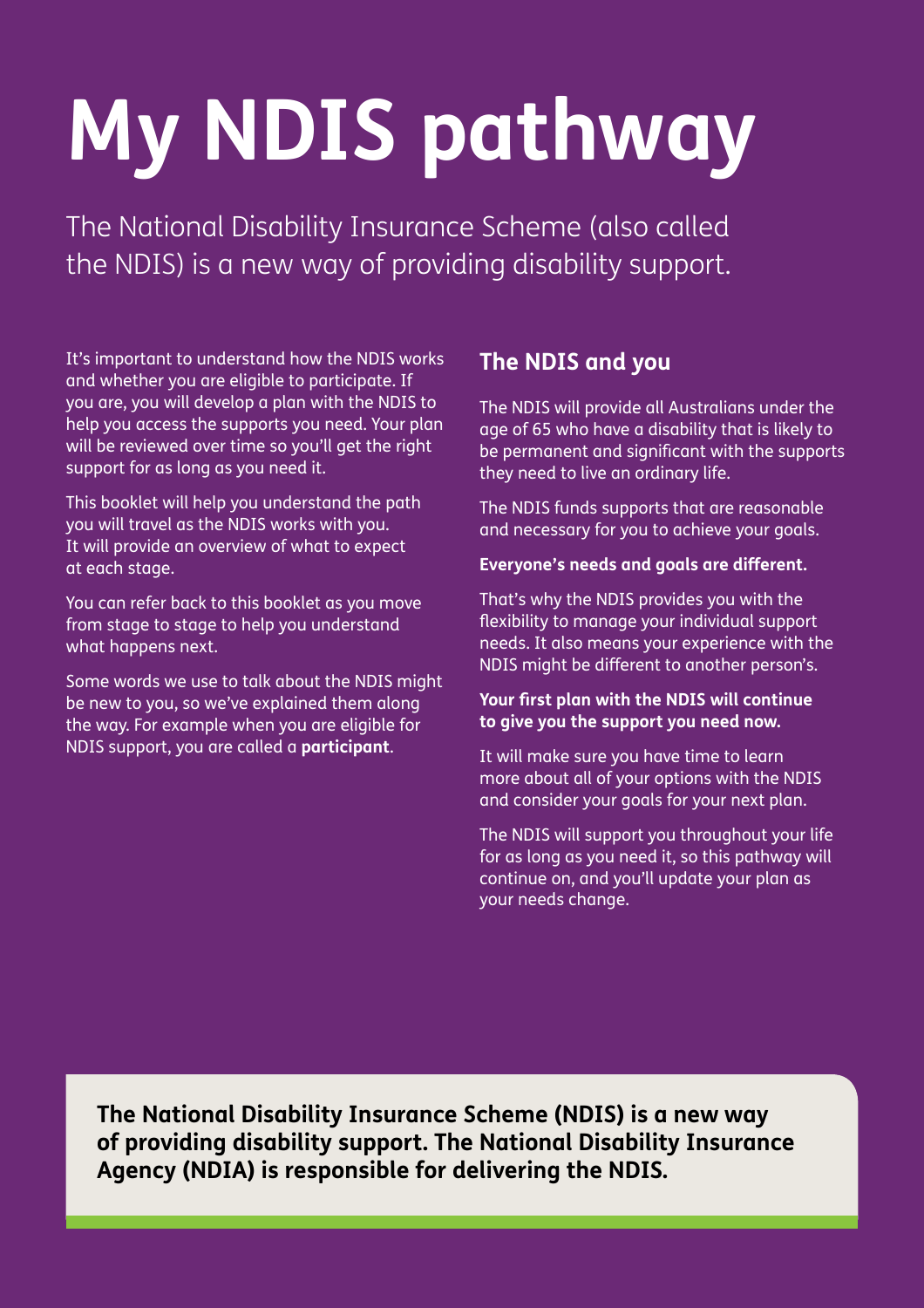# My NDIS pathway

The National Disability Insurance Scheme (also called the NDIS) is a new way of providing disability support.

It's important to understand how the NDIS works and whether you are eligible to participate. If you are, you will develop a plan with the NDIS to help you access the supports you need. Your plan will be reviewed over time so you'll get the right support for as long as you need it.

This booklet will help you understand the path you will travel as the NDIS works with you. It will provide an overview of what to expect at each stage.

You can refer back to this booklet as you move from stage to stage to help you understand what happens next.

Some words we use to talk about the NDIS might be new to you, so we've explained them along the way. For example when you are eligible for NDIS support, you are called a **participant**.

## The NDIS and you

The NDIS will provide all Australians under the age of 65 who have a disability that is likely to be permanent and significant with the supports they need to live an ordinary life.

The NDIS funds supports that are reasonable and necessary for you to achieve your goals.

**Everyone's needs and goals are different.**

That's why the NDIS provides you with the flexibility to manage your individual support needs. It also means your experience with the NDIS might be different to another person's.

**Your first plan with the NDIS will continue to give you the support you need now.**

It will make sure you have time to learn more about all of your options with the NDIS and consider your goals for your next plan.

The NDIS will support you throughout your life for as long as you need it, so this pathway will continue on, and you'll update your plan as your needs change.

**The National Disability Insurance Scheme (NDIS) is a new way of providing disability support. The National Disability Insurance Agency (NDIA) is responsible for delivering the NDIS.**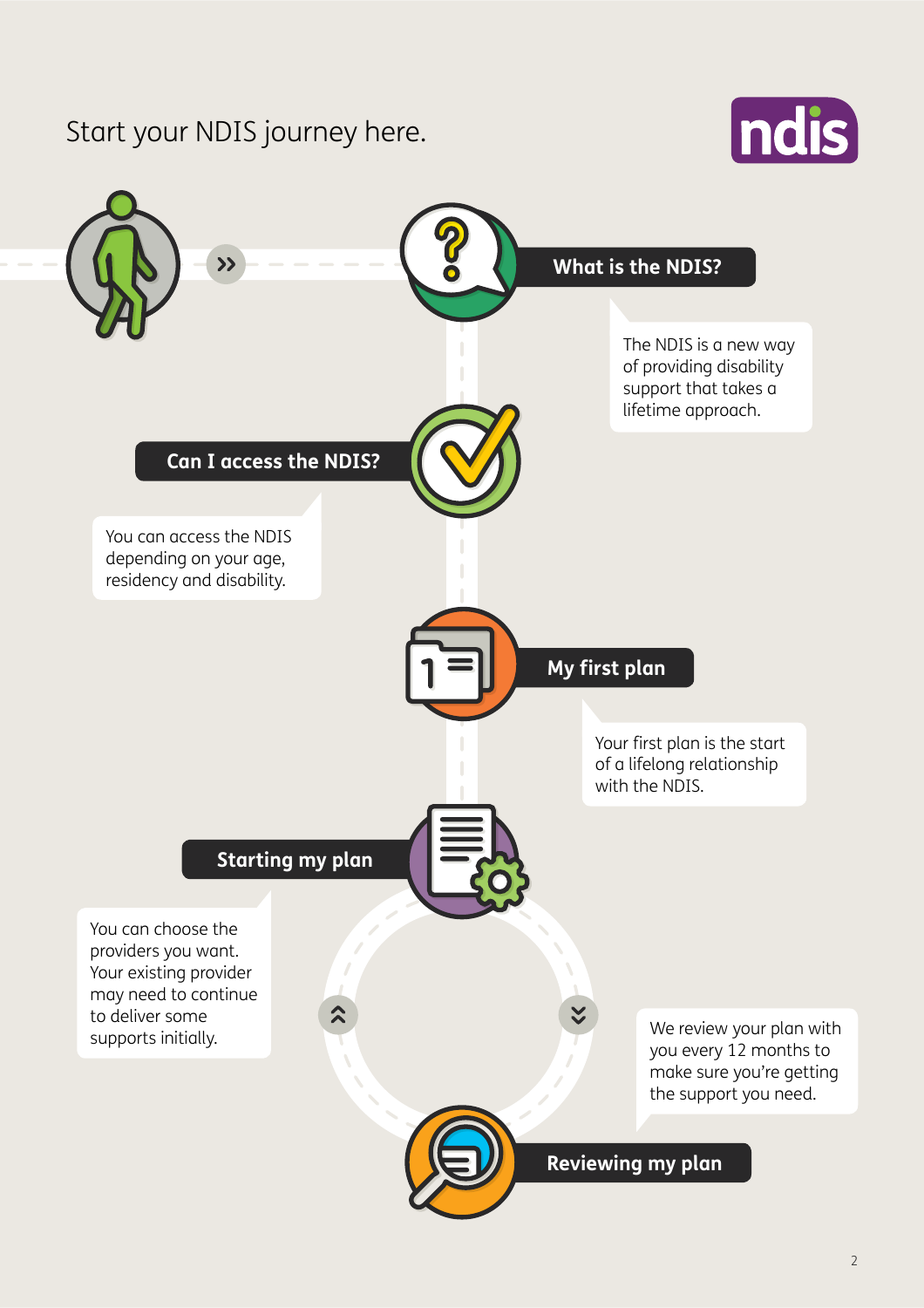# Start your NDIS journey here.

## What is the NDIS?

The NDIS is a new way of providing disability support that takes a lifetime approach.

## Can I access the NDIS?

You can access the NDIS depending on your age, residency and disability.

## My first plan

Your first plan is the start of a lifelong relationship with the NDIS.

## Starting my plan

You can choose the providers you want. Your existing provider may need to continue to deliver some supports initially.

## Reviewing my plan

We review your plan with you every 12 months to make sure you're getting the support you need.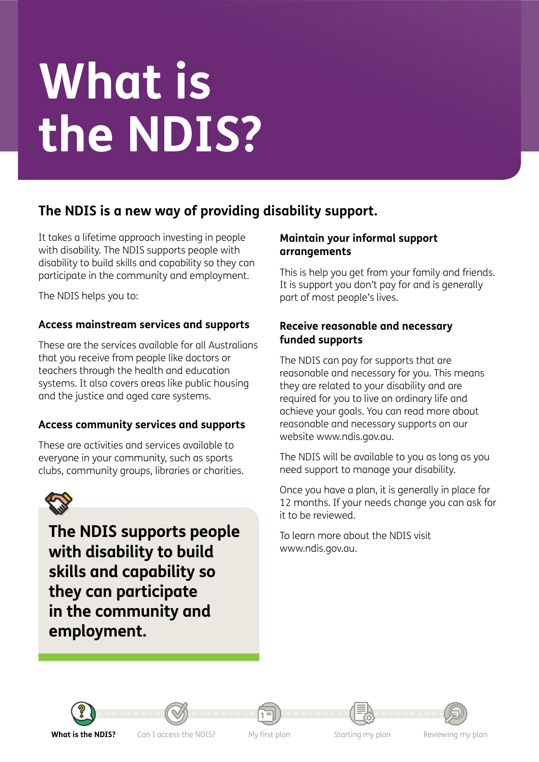# What is the NDIS?

## The NDIS is a new way of providing disability support.

It takes a lifetime approach investing in people with disability. The NDIS supports people with disability to build skills and capability so they can participate in the community and employment.

The NDIS helps you to:

### Access mainstream services and supports

These are the services available for all Australians that you receive from people like doctors or teachers through the health and education systems. It also covers areas like public housing and the justice and aged care systems.

### Access community services and supports

These are activities and services available to everyone in your community, such as sports clubs, community groups, libraries or charities.

**The NDIS supports people with disability to build skills and capability so they can participate in the community and employment.**

### Maintain your informal support arrangements

This is help you get from your family and friends. It is support you don't pay for and is generally part of most people's lives.

### Receive reasonable and necessary funded supports

The NDIS can pay for supports that are reasonable and necessary for you. This means they are related to your disability and are required for you to live an ordinary life and achieve your goals. You can read more about reasonable and necessary supports on our website www.ndis.gov.au.

The NDIS will be available to you as long as you need support to manage your disability.

Once you have a plan, it is generally in place for 12 months. If your needs change you can ask for it to be reviewed.

To learn more about the NDIS visit www.ndis.gov.au.

**What is the NDIS?** | Can I access the NDIS? | My first plan | Starting my plan | Reviewing my plan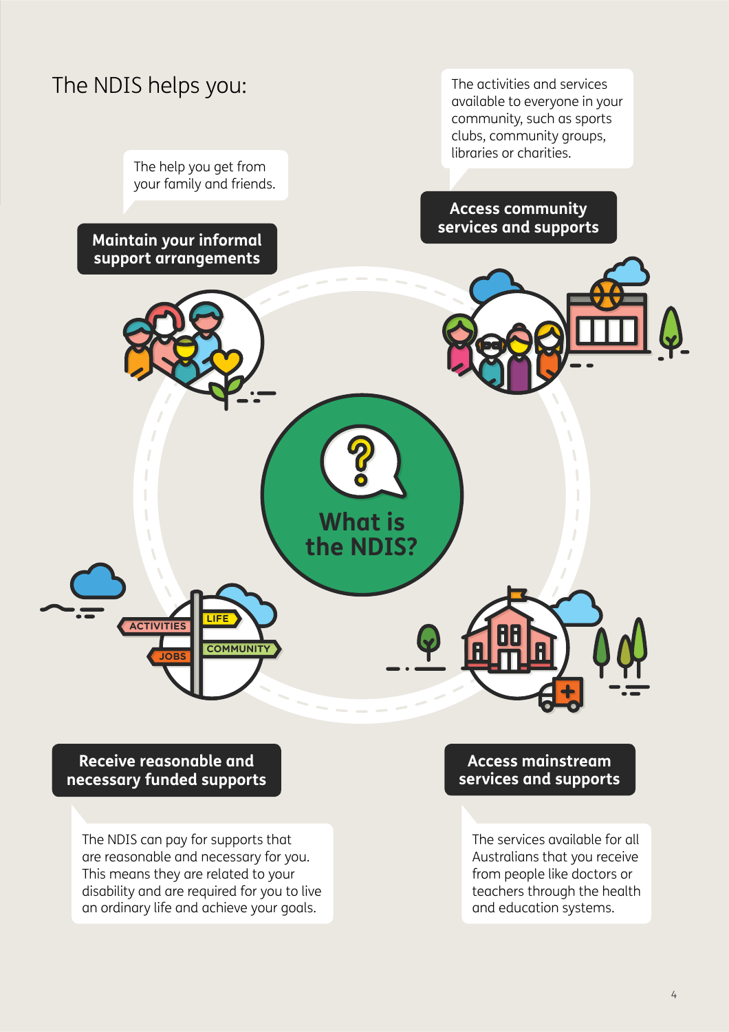## The NDIS helps you:

### What is the NDIS?

**Maintain your informal support arrangements**

The help you get from your family and friends.

**Access community services and supports**

The activities and services available to everyone in your community, such as sports clubs, community groups, libraries or charities.

**Receive reasonable and necessary funded supports**

The NDIS can pay for supports that are reasonable and necessary for you. This means they are related to your disability and are required for you to live an ordinary life and achieve your goals.

**Access mainstream services and supports**

The services available for all Australians that you receive from people like doctors or teachers through the health and education systems.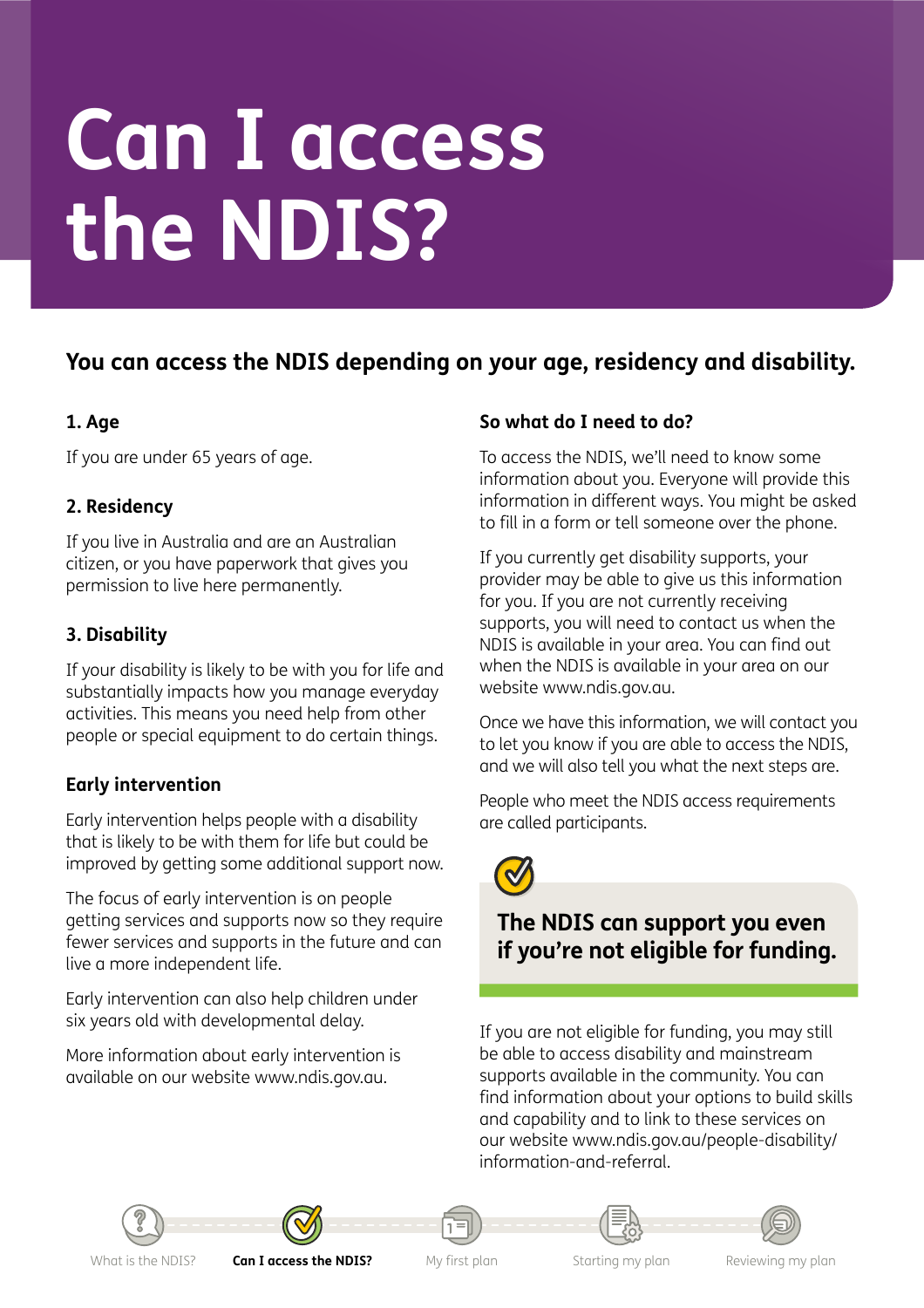# Can I access the NDIS?

**You can access the NDIS depending on your age, residency and disability.**

### 1. Age

If you are under 65 years of age.

### 2. Residency

If you live in Australia and are an Australian citizen, or you have paperwork that gives you permission to live here permanently.

### 3. Disability

If your disability is likely to be with you for life and substantially impacts how you manage everyday activities. This means you need help from other people or special equipment to do certain things.

### Early intervention

Early intervention helps people with a disability that is likely to be with them for life but could be improved by getting some additional support now.

The focus of early intervention is on people getting services and supports now so they require fewer services and supports in the future and can live a more independent life.

Early intervention can also help children under six years old with developmental delay.

More information about early intervention is available on our website www.ndis.gov.au.

### So what do I need to do?

To access the NDIS, we'll need to know some information about you. Everyone will provide this information in different ways. You might be asked to fill in a form or tell someone over the phone.

If you currently get disability supports, your provider may be able to give us this information for you. If you are not currently receiving supports, you will need to contact us when the NDIS is available in your area. You can find out when the NDIS is available in your area on our website www.ndis.gov.au.

Once we have this information, we will contact you to let you know if you are able to access the NDIS, and we will also tell you what the next steps are.

People who meet the NDIS access requirements are called participants.

**The NDIS can support you even if you're not eligible for funding.**

If you are not eligible for funding, you may still be able to access disability and mainstream supports available in the community. You can find information about your options to build skills and capability and to link to these services on our website www.ndis.gov.au/people-disability/information-and-referral.

What is the NDIS? | **Can I access the NDIS?** | My first plan | Starting my plan | Reviewing my plan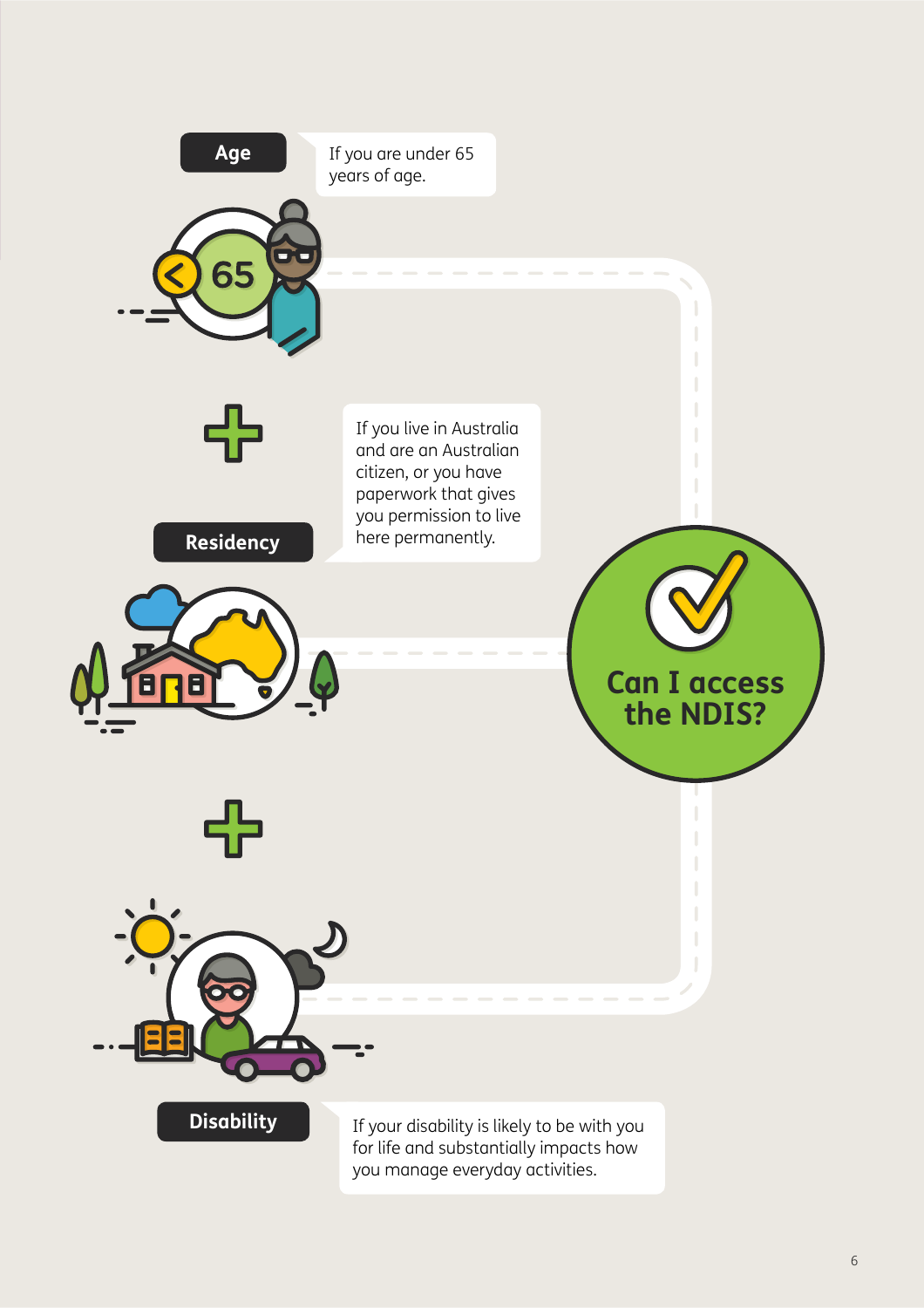## Can I access the NDIS?

**Age**

If you are under 65 years of age.

+

**Residency**

If you live in Australia and are an Australian citizen, or you have paperwork that gives you permission to live here permanently.

+

**Disability**

If your disability is likely to be with you for life and substantially impacts how you manage everyday activities.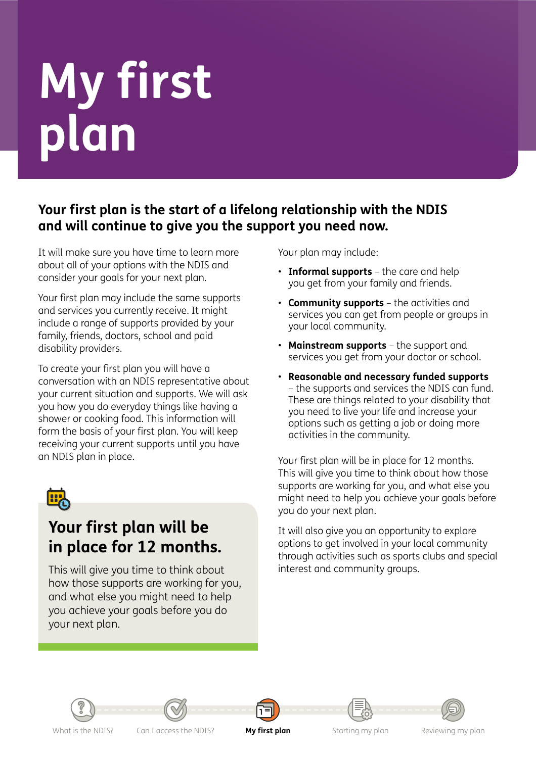# My first plan

**Your first plan is the start of a lifelong relationship with the NDIS and will continue to give you the support you need now.**

It will make sure you have time to learn more about all of your options with the NDIS and consider your goals for your next plan.

Your first plan may include the same supports and services you currently receive. It might include a range of supports provided by your family, friends, doctors, school and paid disability providers.

To create your first plan you will have a conversation with an NDIS representative about your current situation and supports. We will ask you how you do everyday things like having a shower or cooking food. This information will form the basis of your first plan. You will keep receiving your current supports until you have an NDIS plan in place.

## Your first plan will be in place for 12 months.

This will give you time to think about how those supports are working for you, and what else you might need to help you achieve your goals before you do your next plan.

Your plan may include:

- **Informal supports** – the care and help you get from your family and friends.
- **Community supports** – the activities and services you can get from people or groups in your local community.
- **Mainstream supports** – the support and services you get from your doctor or school.
- **Reasonable and necessary funded supports** – the supports and services the NDIS can fund. These are things related to your disability that you need to live your life and increase your options such as getting a job or doing more activities in the community.

Your first plan will be in place for 12 months. This will give you time to think about how those supports are working for you, and what else you might need to help you achieve your goals before you do your next plan.

It will also give you an opportunity to explore options to get involved in your local community through activities such as sports clubs and special interest and community groups.

What is the NDIS? | Can I access the NDIS? | **My first plan** | Starting my plan | Reviewing my plan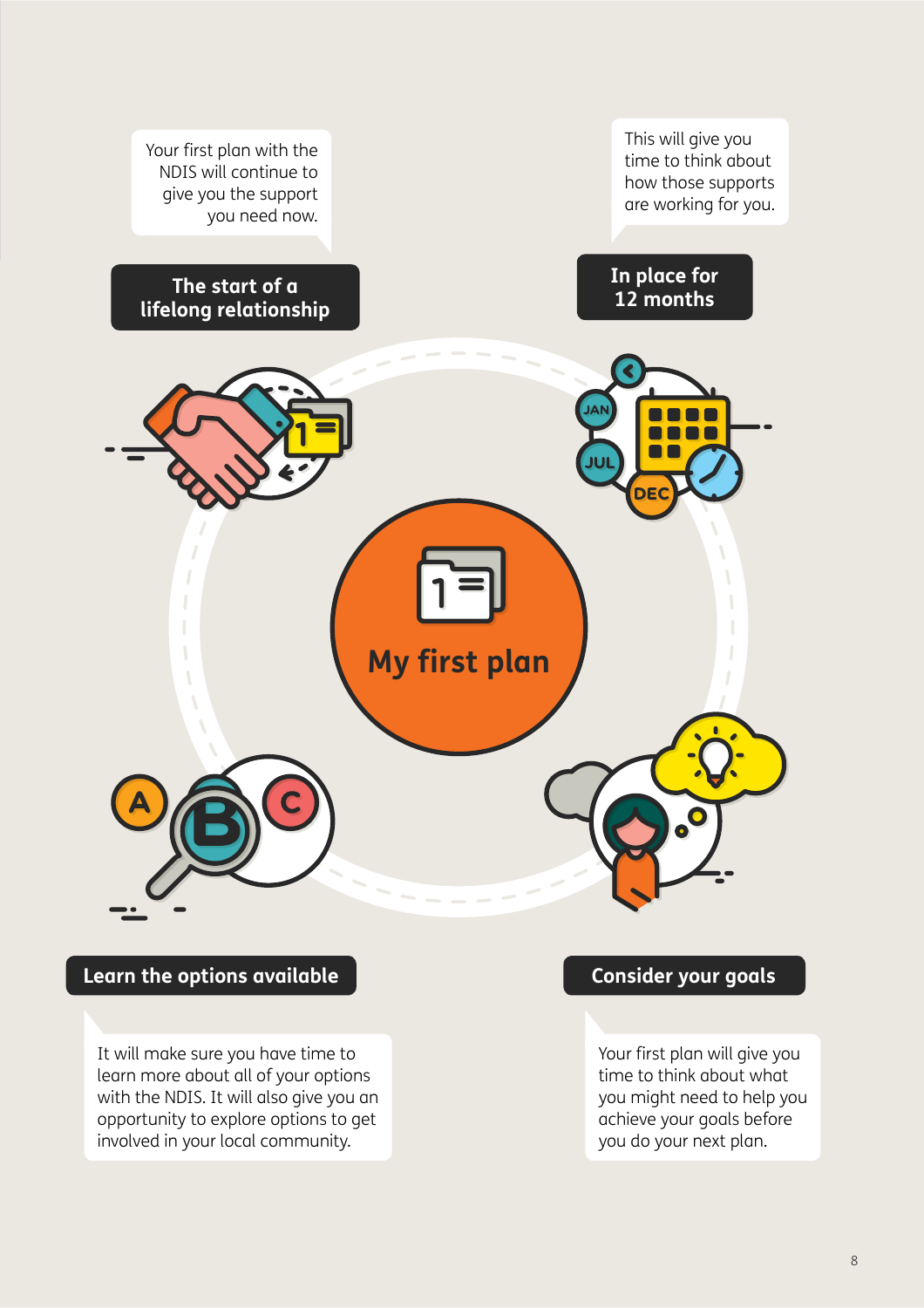# My first plan

## The start of a lifelong relationship

Your first plan with the NDIS will continue to give you the support you need now.

## In place for 12 months

This will give you time to think about how those supports are working for you.

## Learn the options available

It will make sure you have time to learn more about all of your options with the NDIS. It will also give you an opportunity to explore options to get involved in your local community.

## Consider your goals

Your first plan will give you time to think about what you might need to help you achieve your goals before you do your next plan.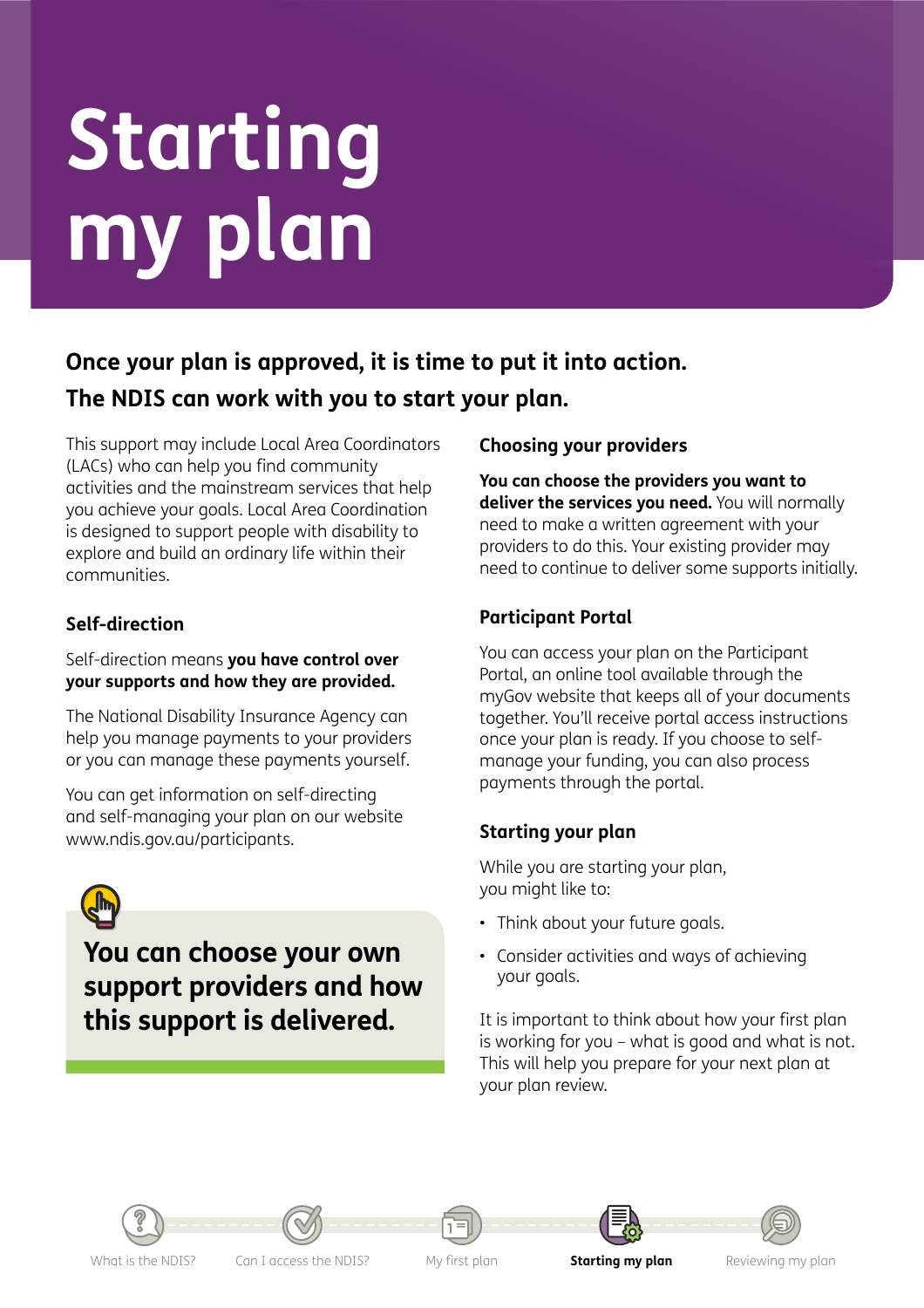# Starting my plan

**Once your plan is approved, it is time to put it into action. The NDIS can work with you to start your plan.**

This support may include Local Area Coordinators (LACs) who can help you find community activities and the mainstream services that help you achieve your goals. Local Area Coordination is designed to support people with disability to explore and build an ordinary life within their communities.

## Self-direction

Self-direction means **you have control over your supports and how they are provided.**

The National Disability Insurance Agency can help you manage payments to your providers or you can manage these payments yourself.

You can get information on self-directing and self-managing your plan on our website www.ndis.gov.au/participants.

**You can choose your own support providers and how this support is delivered.**

## Choosing your providers

**You can choose the providers you want to deliver the services you need.** You will normally need to make a written agreement with your providers to do this. Your existing provider may need to continue to deliver some supports initially.

## Participant Portal

You can access your plan on the Participant Portal, an online tool available through the myGov website that keeps all of your documents together. You'll receive portal access instructions once your plan is ready. If you choose to self-manage your funding, you can also process payments through the portal.

## Starting your plan

While you are starting your plan, you might like to:

- Think about your future goals.
- Consider activities and ways of achieving your goals.

It is important to think about how your first plan is working for you – what is good and what is not. This will help you prepare for your next plan at your plan review.

What is the NDIS? | Can I access the NDIS? | My first plan | **Starting my plan** | Reviewing my plan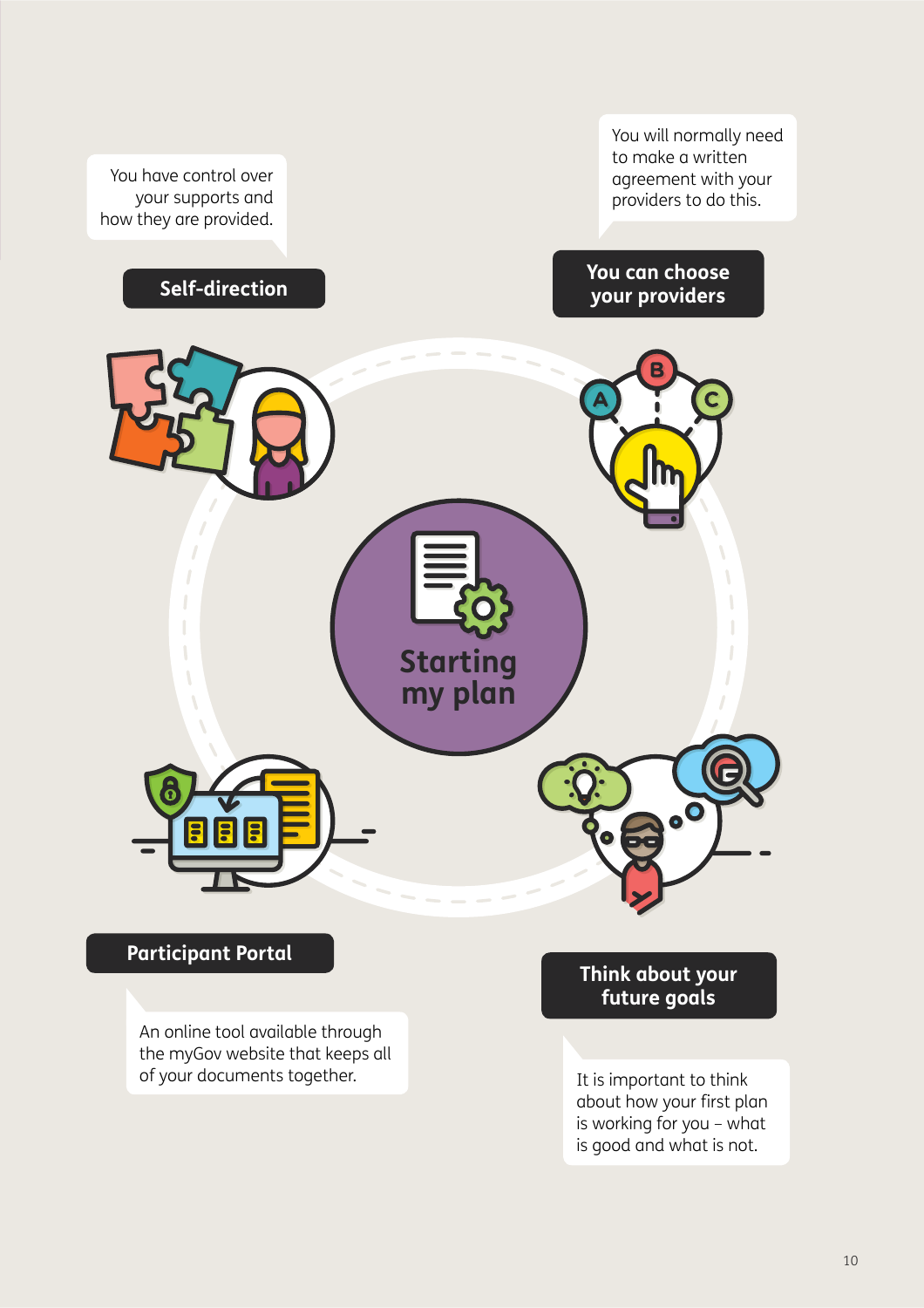# Starting my plan

## Self-direction

You have control over your supports and how they are provided.

## You can choose your providers

You will normally need to make a written agreement with your providers to do this.

## Participant Portal

An online tool available through the myGov website that keeps all of your documents together.

## Think about your future goals

It is important to think about how your first plan is working for you – what is good and what is not.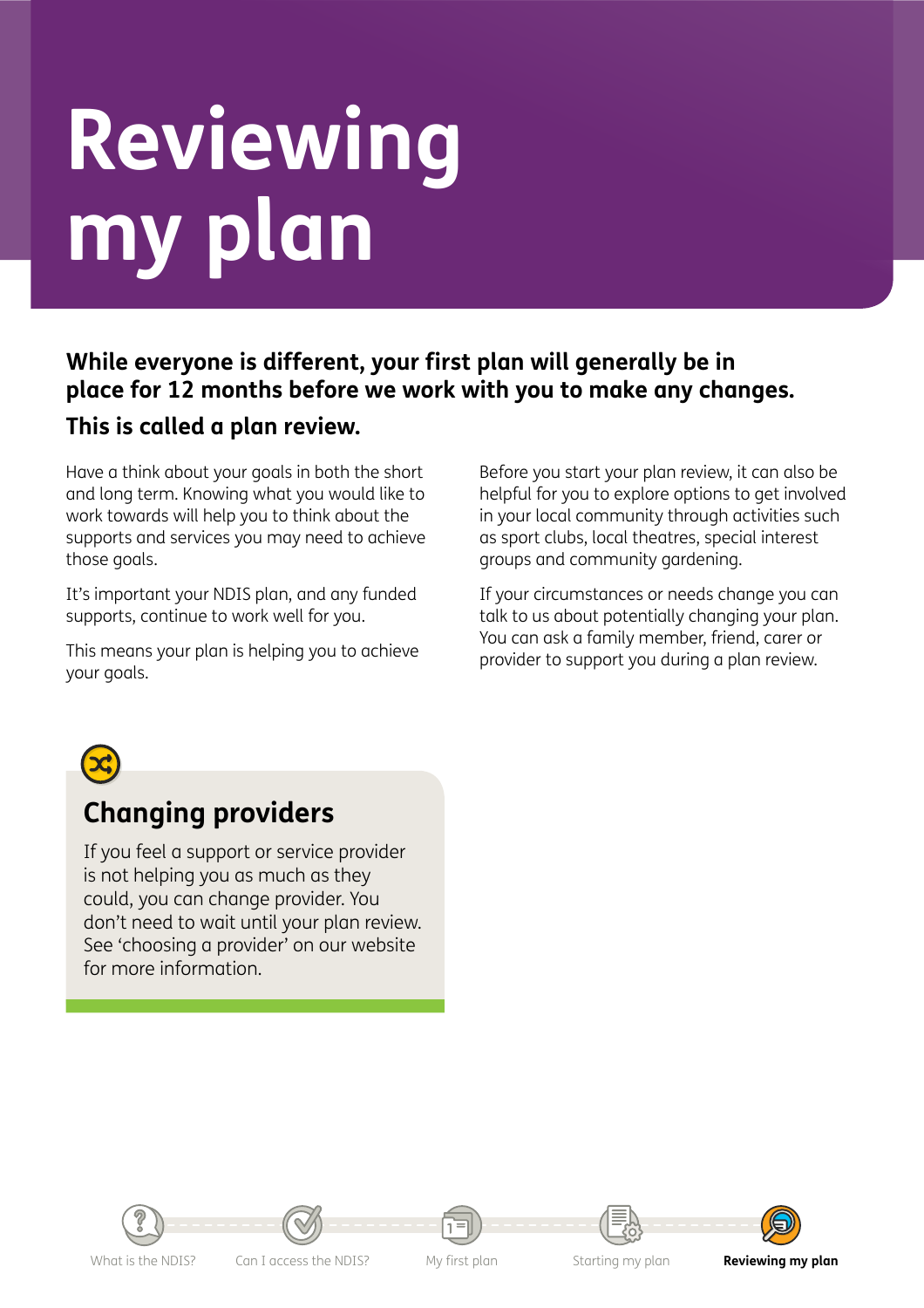# Reviewing my plan

**While everyone is different, your first plan will generally be in place for 12 months before we work with you to make any changes.**

**This is called a plan review.**

Have a think about your goals in both the short and long term. Knowing what you would like to work towards will help you to think about the supports and services you may need to achieve those goals.

It's important your NDIS plan, and any funded supports, continue to work well for you.

This means your plan is helping you to achieve your goals.

Before you start your plan review, it can also be helpful for you to explore options to get involved in your local community through activities such as sport clubs, local theatres, special interest groups and community gardening.

If your circumstances or needs change you can talk to us about potentially changing your plan. You can ask a family member, friend, carer or provider to support you during a plan review.

## Changing providers

If you feel a support or service provider is not helping you as much as they could, you can change provider. You don't need to wait until your plan review. See 'choosing a provider' on our website for more information.

What is the NDIS? | Can I access the NDIS? | My first plan | Starting my plan | **Reviewing my plan**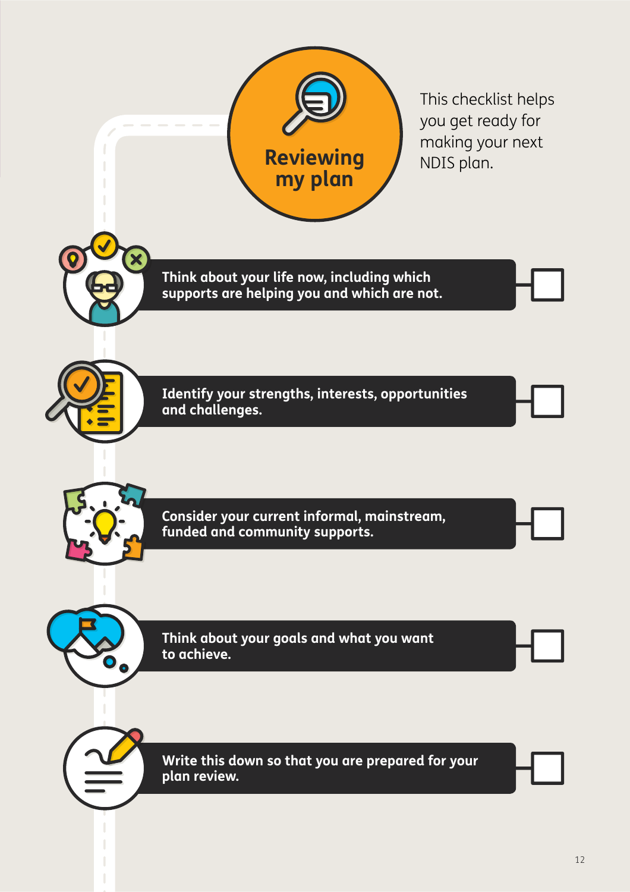# Reviewing my plan

This checklist helps you get ready for making your next NDIS plan.

- [ ] Think about your life now, including which supports are helping you and which are not.
- [ ] Identify your strengths, interests, opportunities and challenges.
- [ ] Consider your current informal, mainstream, funded and community supports.
- [ ] Think about your goals and what you want to achieve.
- [ ] Write this down so that you are prepared for your plan review.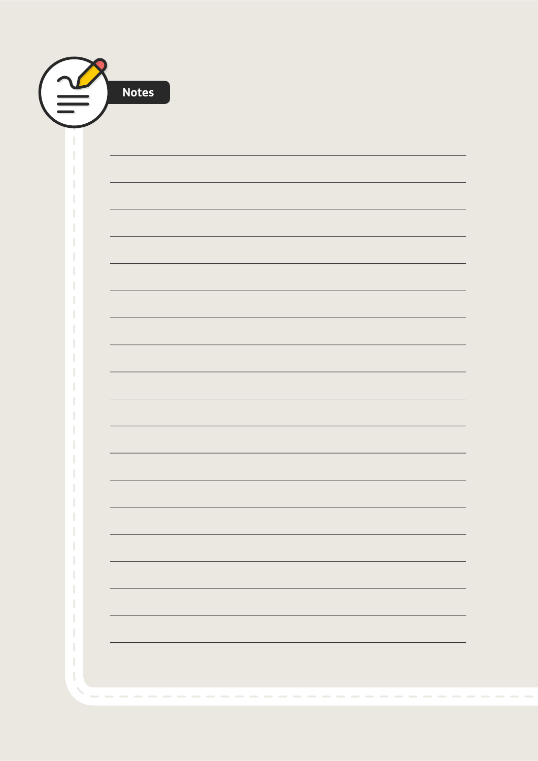# Notes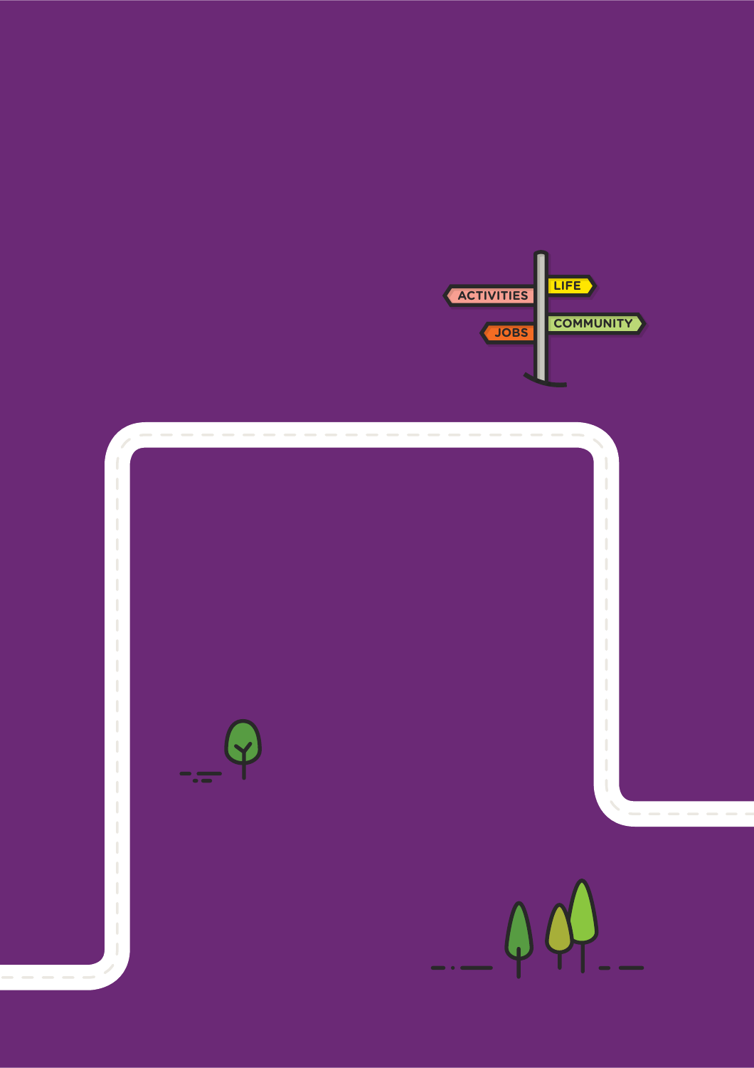ACTIVITIES

LIFE

COMMUNITY

JOBS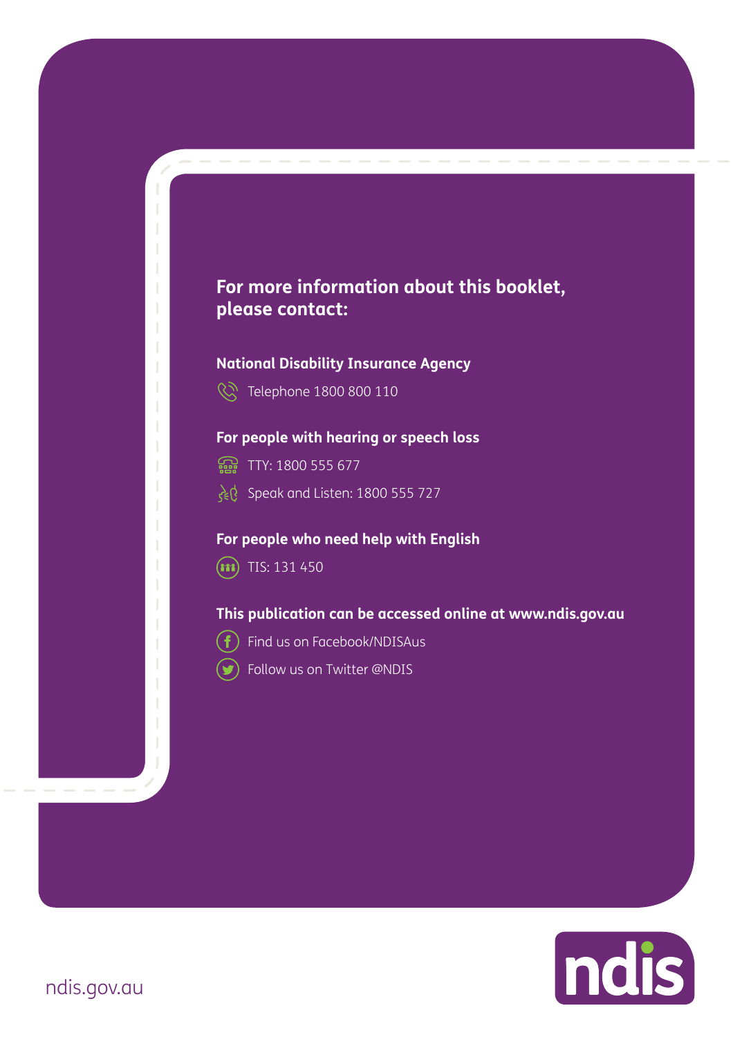## For more information about this booklet, please contact:

**National Disability Insurance Agency**

Telephone 1800 800 110

**For people with hearing or speech loss**

TTY: 1800 555 677

Speak and Listen: 1800 555 727

**For people who need help with English**

TIS: 131 450

**This publication can be accessed online at www.ndis.gov.au**

Find us on Facebook/NDISAus

Follow us on Twitter @NDIS

ndis

ndis.gov.au